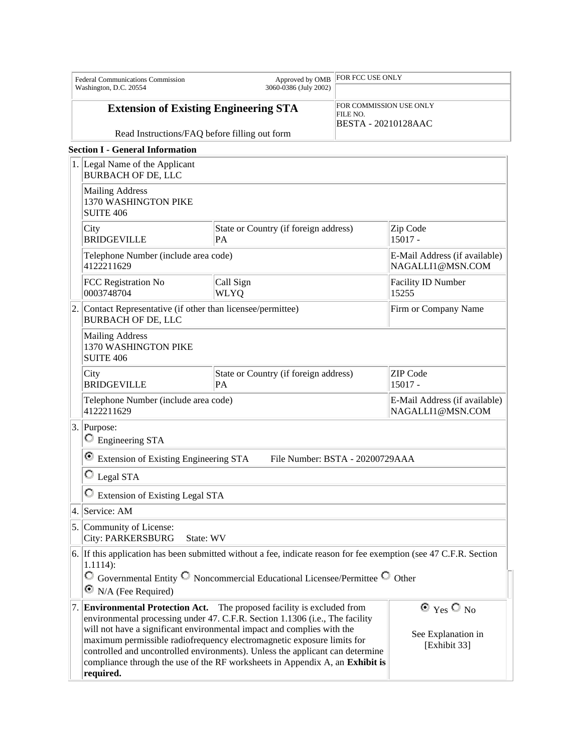| Federal Communications Commission<br>Washington, D.C. 20554 | Approved by OMB<br>3060-0386 (July 2002) | FOR FCC USE ONLY |
|---|---|---|

## Extension of Existing Engineering STA

Read Instructions/FAQ before filling out form

FOR COMMISSION USE ONLY
FILE NO.
BESTA - 20210128AAC

### Section I - General Information

| | | | |
|---|---|---|---|
| 1. | Legal Name of the Applicant<br>BURBACH OF DE, LLC | | |
| | Mailing Address<br>1370 WASHINGTON PIKE<br>SUITE 406 | | |
| | City<br>BRIDGEVILLE | State or Country (if foreign address)<br>PA | Zip Code<br>15017 - |
| | Telephone Number (include area code)<br>4122211629 | | E-Mail Address (if available)<br>NAGALLI1@MSN.COM |
| | FCC Registration No<br>0003748704 | Call Sign<br>WLYQ | Facility ID Number<br>15255 |
| 2. | Contact Representative (if other than licensee/permittee)<br>BURBACH OF DE, LLC | | Firm or Company Name |
| | Mailing Address<br>1370 WASHINGTON PIKE<br>SUITE 406 | | |
| | City<br>BRIDGEVILLE | State or Country (if foreign address)<br>PA | ZIP Code<br>15017 - |
| | Telephone Number (include area code)<br>4122211629 | | E-Mail Address (if available)<br>NAGALLI1@MSN.COM |
| 3. | Purpose:<br>○ Engineering STA<br>◉ Extension of Existing Engineering STA File Number: BSTA - 20200729AAA<br>○ Legal STA<br>○ Extension of Existing Legal STA | | |
| 4. | Service: AM | | |
| 5. | Community of License:<br>City: PARKERSBURG State: WV | | |
| 6. | If this application has been submitted without a fee, indicate reason for fee exemption (see 47 C.F.R. Section 1.1114):<br>○ Governmental Entity ○ Noncommercial Educational Licensee/Permittee ○ Other<br>◉ N/A (Fee Required) | | |
| 7. | **Environmental Protection Act.** The proposed facility is excluded from environmental processing under 47. C.F.R. Section 1.1306 (i.e., The facility will not have a significant environmental impact and complies with the maximum permissible radiofrequency electromagnetic exposure limits for controlled and uncontrolled environments). Unless the applicant can determine compliance through the use of the RF worksheets in Appendix A, an **Exhibit is required.** | | ◉ Yes ○ No<br><br>See Explanation in [Exhibit 33] |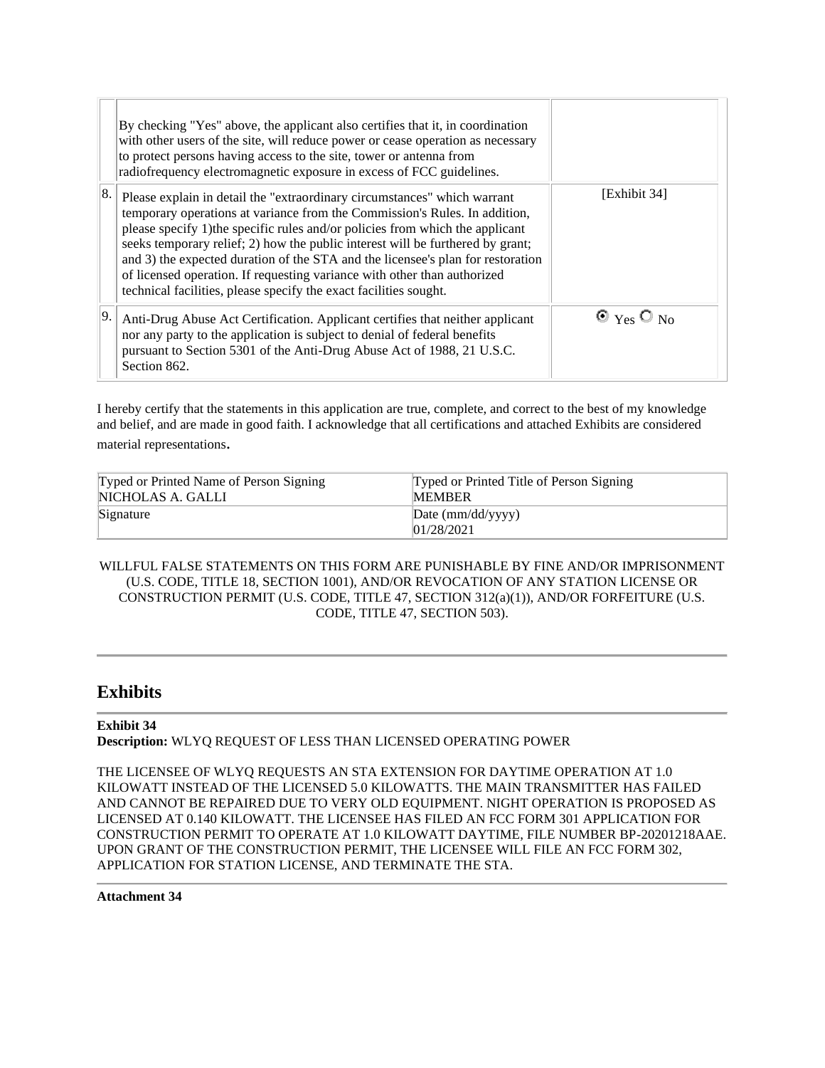| | | |
|---|---|---|
| | By checking "Yes" above, the applicant also certifies that it, in coordination with other users of the site, will reduce power or cease operation as necessary to protect persons having access to the site, tower or antenna from radiofrequency electromagnetic exposure in excess of FCC guidelines. | |
| 8. | Please explain in detail the "extraordinary circumstances" which warrant temporary operations at variance from the Commission's Rules. In addition, please specify 1)the specific rules and/or policies from which the applicant seeks temporary relief; 2) how the public interest will be furthered by grant; and 3) the expected duration of the STA and the licensee's plan for restoration of licensed operation. If requesting variance with other than authorized technical facilities, please specify the exact facilities sought. | [Exhibit 34] |
| 9. | Anti-Drug Abuse Act Certification. Applicant certifies that neither applicant nor any party to the application is subject to denial of federal benefits pursuant to Section 5301 of the Anti-Drug Abuse Act of 1988, 21 U.S.C. Section 862. | ◉ Yes ○ No |

I hereby certify that the statements in this application are true, complete, and correct to the best of my knowledge and belief, and are made in good faith. I acknowledge that all certifications and attached Exhibits are considered material representations.

| | |
|---|---|
| Typed or Printed Name of Person Signing<br>NICHOLAS A. GALLI | Typed or Printed Title of Person Signing<br>MEMBER |
| Signature | Date (mm/dd/yyyy)<br>01/28/2021 |

WILLFUL FALSE STATEMENTS ON THIS FORM ARE PUNISHABLE BY FINE AND/OR IMPRISONMENT (U.S. CODE, TITLE 18, SECTION 1001), AND/OR REVOCATION OF ANY STATION LICENSE OR CONSTRUCTION PERMIT (U.S. CODE, TITLE 47, SECTION 312(a)(1)), AND/OR FORFEITURE (U.S. CODE, TITLE 47, SECTION 503).

---

## Exhibits

---

**Exhibit 34**
**Description:** WLYQ REQUEST OF LESS THAN LICENSED OPERATING POWER

THE LICENSEE OF WLYQ REQUESTS AN STA EXTENSION FOR DAYTIME OPERATION AT 1.0 KILOWATT INSTEAD OF THE LICENSED 5.0 KILOWATTS. THE MAIN TRANSMITTER HAS FAILED AND CANNOT BE REPAIRED DUE TO VERY OLD EQUIPMENT. NIGHT OPERATION IS PROPOSED AS LICENSED AT 0.140 KILOWATT. THE LICENSEE HAS FILED AN FCC FORM 301 APPLICATION FOR CONSTRUCTION PERMIT TO OPERATE AT 1.0 KILOWATT DAYTIME, FILE NUMBER BP-20201218AAE. UPON GRANT OF THE CONSTRUCTION PERMIT, THE LICENSEE WILL FILE AN FCC FORM 302, APPLICATION FOR STATION LICENSE, AND TERMINATE THE STA.

---

**Attachment 34**